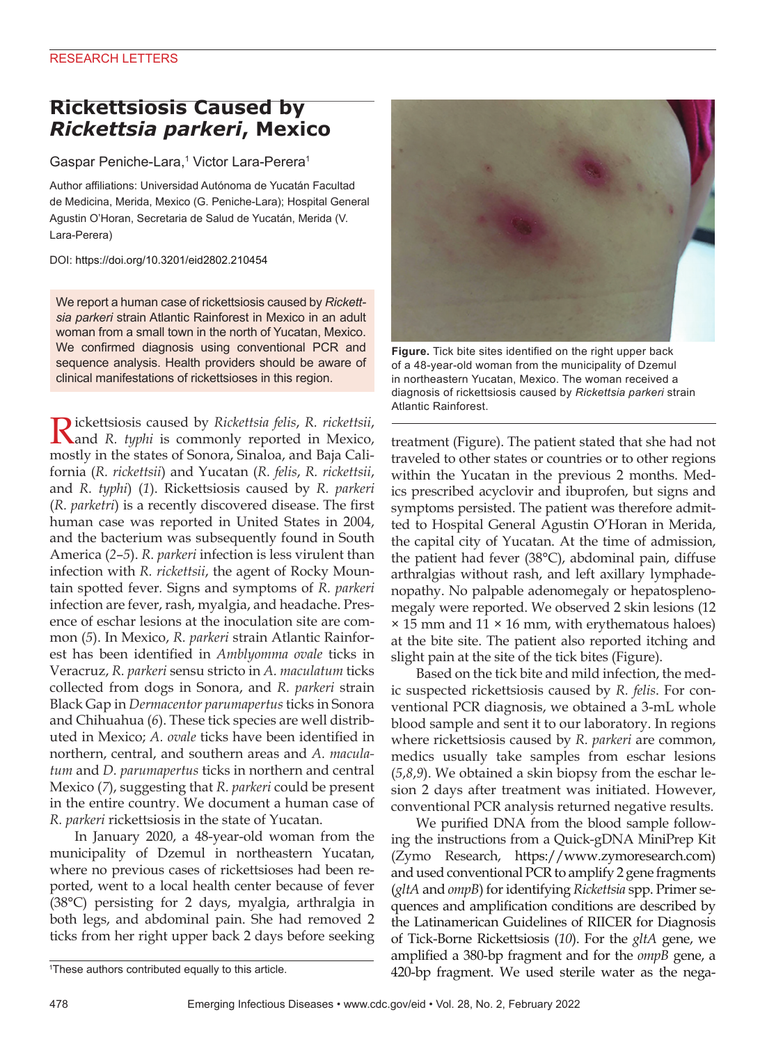RESEARCH LETTERS

# Rickettsiosis Caused by *Rickettsia parkeri*, Mexico

Gaspar Peniche-Lara,[1] Victor Lara-Perera[1]

Author affiliations: Universidad Autónoma de Yucatán Facultad de Medicina, Merida, Mexico (G. Peniche-Lara); Hospital General Agustin O'Horan, Secretaria de Salud de Yucatán, Merida (V. Lara-Perera)

DOI: https://doi.org/10.3201/eid2802.210454

> We report a human case of rickettsiosis caused by *Rickettsia parkeri* strain Atlantic Rainforest in Mexico in an adult woman from a small town in the north of Yucatan, Mexico. We confirmed diagnosis using conventional PCR and sequence analysis. Health providers should be aware of clinical manifestations of rickettsioses in this region.

Rickettsiosis caused by *Rickettsia felis*, *R. rickettsii*, and *R. typhi* is commonly reported in Mexico, mostly in the states of Sonora, Sinaloa, and Baja California (*R. rickettsii*) and Yucatan (*R. felis*, *R. rickettsii*, and *R. typhi*) (*1*). Rickettsiosis caused by *R. parkeri* (*R. parketri*) is a recently discovered disease. The first human case was reported in United States in 2004, and the bacterium was subsequently found in South America (*2*–*5*). *R. parkeri* infection is less virulent than infection with *R. rickettsii*, the agent of Rocky Mountain spotted fever. Signs and symptoms of *R. parkeri* infection are fever, rash, myalgia, and headache. Presence of eschar lesions at the inoculation site are common (*5*). In Mexico, *R. parkeri* strain Atlantic Rainforest has been identified in *Amblyomma ovale* ticks in Veracruz, *R. parkeri* sensu stricto in *A. maculatum* ticks collected from dogs in Sonora, and *R. parkeri* strain Black Gap in *Dermacentor parumapertus* ticks in Sonora and Chihuahua (*6*). These tick species are well distributed in Mexico; *A. ovale* ticks have been identified in northern, central, and southern areas and *A. maculatum* and *D. parumapertus* ticks in northern and central Mexico (*7*), suggesting that *R. parkeri* could be present in the entire country. We document a human case of *R. parkeri* rickettsiosis in the state of Yucatan.

In January 2020, a 48-year-old woman from the municipality of Dzemul in northeastern Yucatan, where no previous cases of rickettsioses had been reported, went to a local health center because of fever (38°C) persisting for 2 days, myalgia, arthralgia in both legs, and abdominal pain. She had removed 2 ticks from her right upper back 2 days before seeking treatment (Figure). The patient stated that she had not traveled to other states or countries or to other regions within the Yucatan in the previous 2 months. Medics prescribed acyclovir and ibuprofen, but signs and symptoms persisted. The patient was therefore admitted to Hospital General Agustin O'Horan in Merida, the capital city of Yucatan. At the time of admission, the patient had fever (38°C), abdominal pain, diffuse arthralgias without rash, and left axillary lymphadenopathy. No palpable adenomegaly or hepatosplenomegaly were reported. We observed 2 skin lesions (12 × 15 mm and 11 × 16 mm, with erythematous haloes) at the bite site. The patient also reported itching and slight pain at the site of the tick bites (Figure).

**Figure.** Tick bite sites identified on the right upper back of a 48-year-old woman from the municipality of Dzemul in northeastern Yucatan, Mexico. The woman received a diagnosis of rickettsiosis caused by *Rickettsia parkeri* strain Atlantic Rainforest.

Based on the tick bite and mild infection, the medic suspected rickettsiosis caused by *R. felis*. For conventional PCR diagnosis, we obtained a 3-mL whole blood sample and sent it to our laboratory. In regions where rickettsiosis caused by *R. parkeri* are common, medics usually take samples from eschar lesions (*5*,*8*,*9*). We obtained a skin biopsy from the eschar lesion 2 days after treatment was initiated. However, conventional PCR analysis returned negative results.

We purified DNA from the blood sample following the instructions from a Quick-gDNA MiniPrep Kit (Zymo Research, https://www.zymoresearch.com) and used conventional PCR to amplify 2 gene fragments (*gltA* and *ompB*) for identifying *Rickettsia* spp. Primer sequences and amplification conditions are described by the Latinamerican Guidelines of RIICER for Diagnosis of Tick-Borne Rickettsiosis (*10*). For the *gltA* gene, we amplified a 380-bp fragment and for the *ompB* gene, a 420-bp fragment. We used sterile water as the nega-

[1]These authors contributed equally to this article.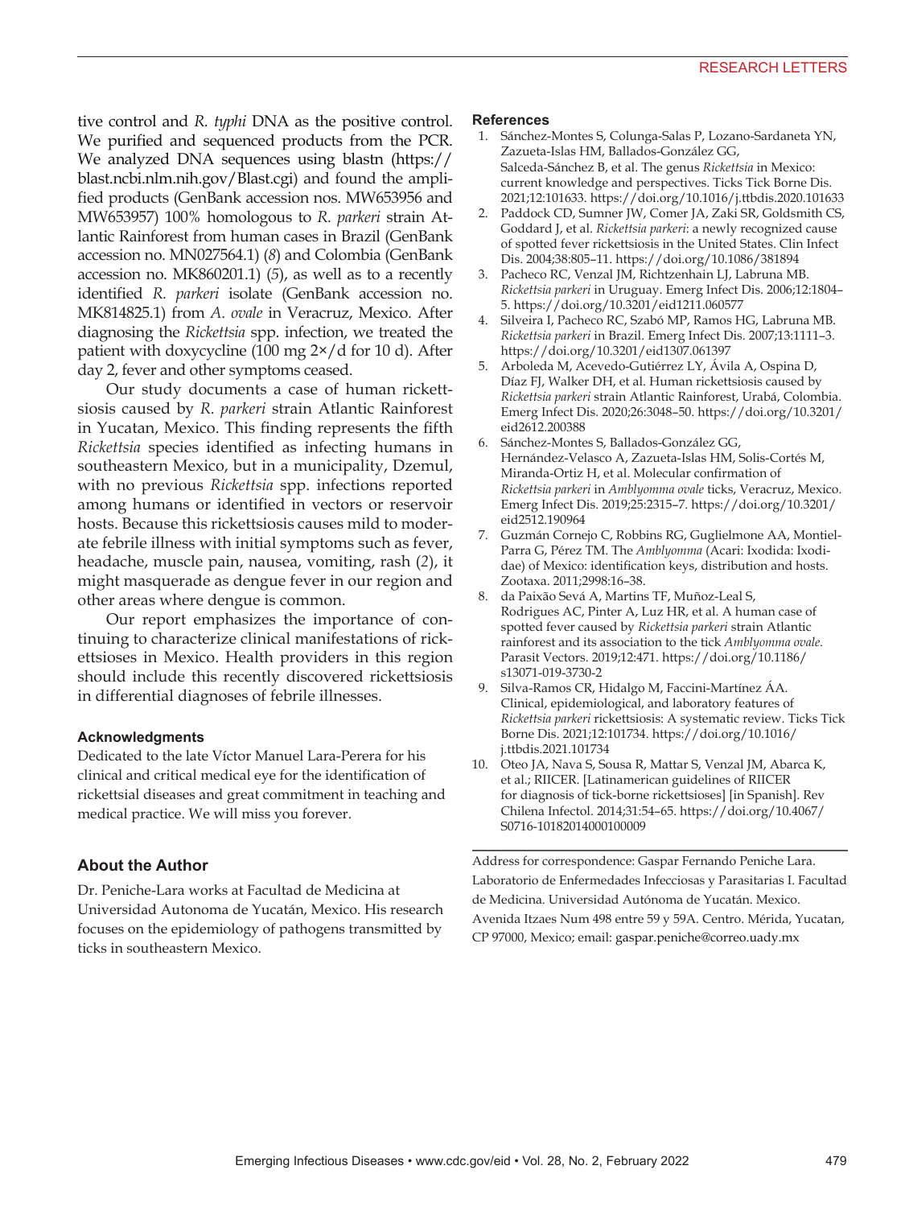tive control and *R. typhi* DNA as the positive control. We purified and sequenced products from the PCR. We analyzed DNA sequences using blastn (https://blast.ncbi.nlm.nih.gov/Blast.cgi) and found the amplified products (GenBank accession nos. MW653956 and MW653957) 100% homologous to *R. parkeri* strain Atlantic Rainforest from human cases in Brazil (GenBank accession no. MN027564.1) (*8*) and Colombia (GenBank accession no. MK860201.1) (*5*), as well as to a recently identified *R. parkeri* isolate (GenBank accession no. MK814825.1) from *A. ovale* in Veracruz, Mexico. After diagnosing the *Rickettsia* spp. infection, we treated the patient with doxycycline (100 mg 2×/d for 10 d). After day 2, fever and other symptoms ceased.

Our study documents a case of human rickettsiosis caused by *R. parkeri* strain Atlantic Rainforest in Yucatan, Mexico. This finding represents the fifth *Rickettsia* species identified as infecting humans in southeastern Mexico, but in a municipality, Dzemul, with no previous *Rickettsia* spp. infections reported among humans or identified in vectors or reservoir hosts. Because this rickettsiosis causes mild to moderate febrile illness with initial symptoms such as fever, headache, muscle pain, nausea, vomiting, rash (*2*), it might masquerade as dengue fever in our region and other areas where dengue is common.

Our report emphasizes the importance of continuing to characterize clinical manifestations of rickettsioses in Mexico. Health providers in this region should include this recently discovered rickettsiosis in differential diagnoses of febrile illnesses.

### Acknowledgments

Dedicated to the late Víctor Manuel Lara-Perera for his clinical and critical medical eye for the identification of rickettsial diseases and great commitment in teaching and medical practice. We will miss you forever.

## About the Author

Dr. Peniche-Lara works at Facultad de Medicina at Universidad Autonoma de Yucatán, Mexico. His research focuses on the epidemiology of pathogens transmitted by ticks in southeastern Mexico.

### References

1. Sánchez-Montes S, Colunga-Salas P, Lozano-Sardaneta YN, Zazueta-Islas HM, Ballados-González GG, Salceda-Sánchez B, et al. The genus *Rickettsia* in Mexico: current knowledge and perspectives. Ticks Tick Borne Dis. 2021;12:101633. https://doi.org/10.1016/j.ttbdis.2020.101633
2. Paddock CD, Sumner JW, Comer JA, Zaki SR, Goldsmith CS, Goddard J, et al. *Rickettsia parkeri*: a newly recognized cause of spotted fever rickettsiosis in the United States. Clin Infect Dis. 2004;38:805–11. https://doi.org/10.1086/381894
3. Pacheco RC, Venzal JM, Richtzenhain LJ, Labruna MB. *Rickettsia parkeri* in Uruguay. Emerg Infect Dis. 2006;12:1804–5. https://doi.org/10.3201/eid1211.060577
4. Silveira I, Pacheco RC, Szabó MP, Ramos HG, Labruna MB. *Rickettsia parkeri* in Brazil. Emerg Infect Dis. 2007;13:1111–3. https://doi.org/10.3201/eid1307.061397
5. Arboleda M, Acevedo-Gutiérrez LY, Ávila A, Ospina D, Díaz FJ, Walker DH, et al. Human rickettsiosis caused by *Rickettsia parkeri* strain Atlantic Rainforest, Urabá, Colombia. Emerg Infect Dis. 2020;26:3048–50. https://doi.org/10.3201/eid2612.200388
6. Sánchez-Montes S, Ballados-González GG, Hernández-Velasco A, Zazueta-Islas HM, Solis-Cortés M, Miranda-Ortiz H, et al. Molecular confirmation of *Rickettsia parkeri* in *Amblyomma ovale* ticks, Veracruz, Mexico. Emerg Infect Dis. 2019;25:2315–7. https://doi.org/10.3201/eid2512.190964
7. Guzmán Cornejo C, Robbins RG, Guglielmone AA, Montiel-Parra G, Pérez TM. The *Amblyomma* (Acari: Ixodida: Ixodidae) of Mexico: identification keys, distribution and hosts. Zootaxa. 2011;2998:16–38.
8. da Paixão Sevá A, Martins TF, Muñoz-Leal S, Rodrigues AC, Pinter A, Luz HR, et al. A human case of spotted fever caused by *Rickettsia parkeri* strain Atlantic rainforest and its association to the tick *Amblyomma ovale*. Parasit Vectors. 2019;12:471. https://doi.org/10.1186/s13071-019-3730-2
9. Silva-Ramos CR, Hidalgo M, Faccini-Martínez ÁA. Clinical, epidemiological, and laboratory features of *Rickettsia parkeri* rickettsiosis: A systematic review. Ticks Tick Borne Dis. 2021;12:101734. https://doi.org/10.1016/j.ttbdis.2021.101734
10. Oteo JA, Nava S, Sousa R, Mattar S, Venzal JM, Abarca K, et al.; RIICER. [Latinamerican guidelines of RIICER for diagnosis of tick-borne rickettsioses] [in Spanish]. Rev Chilena Infectol. 2014;31:54–65. https://doi.org/10.4067/S0716-10182014000100009

Address for correspondence: Gaspar Fernando Peniche Lara. Laboratorio de Enfermedades Infecciosas y Parasitarias I. Facultad de Medicina. Universidad Autónoma de Yucatán. Mexico. Avenida Itzaes Num 498 entre 59 y 59A. Centro. Mérida, Yucatan, CP 97000, Mexico; email: gaspar.peniche@correo.uady.mx